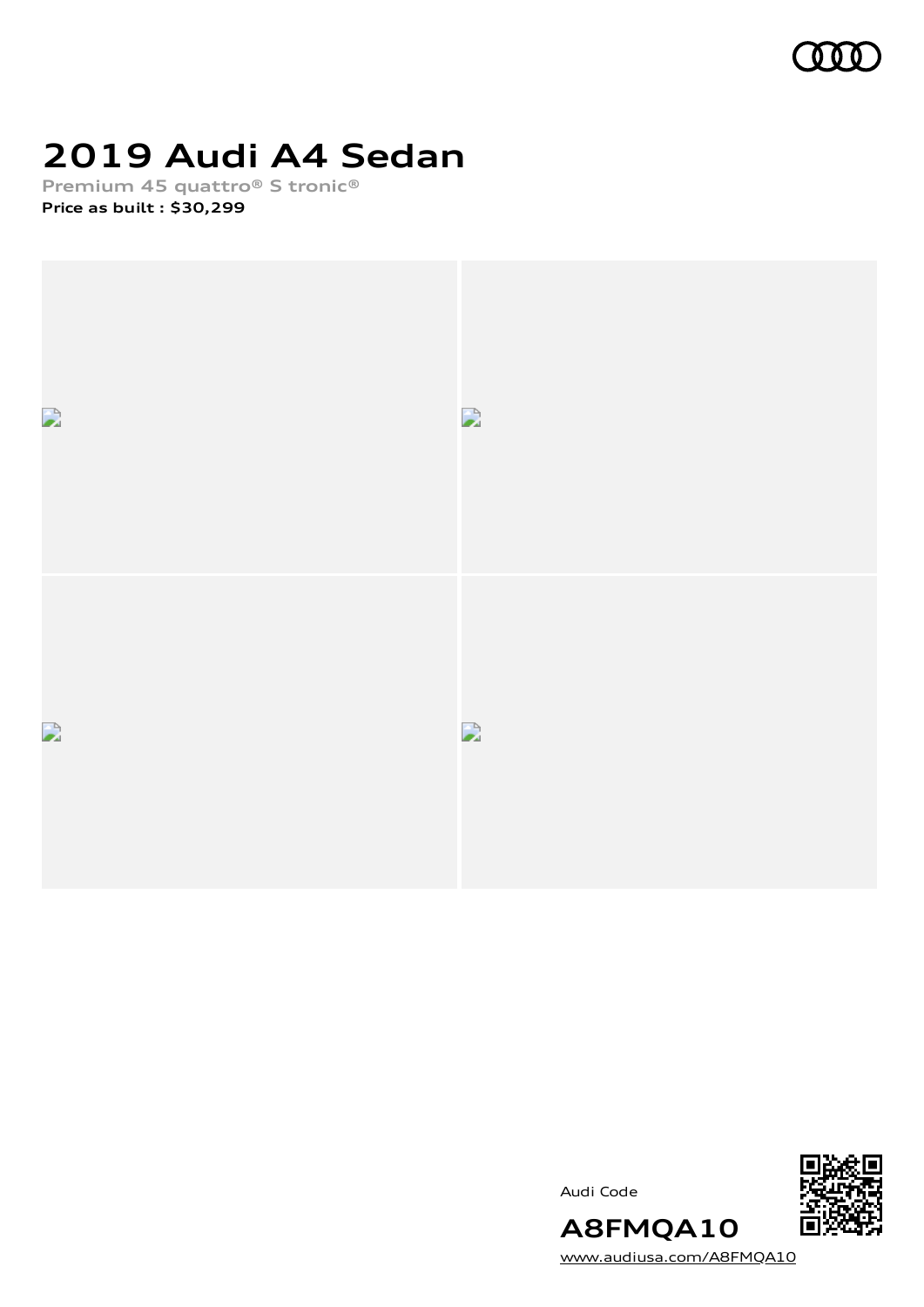# 2019 Audi A4 Sedan

**Premium 45 quattro® S tronic®**

**Price as built : $30,299**

Audi Code

**A8FMQA10**

www.audiusa.com/A8FMQA10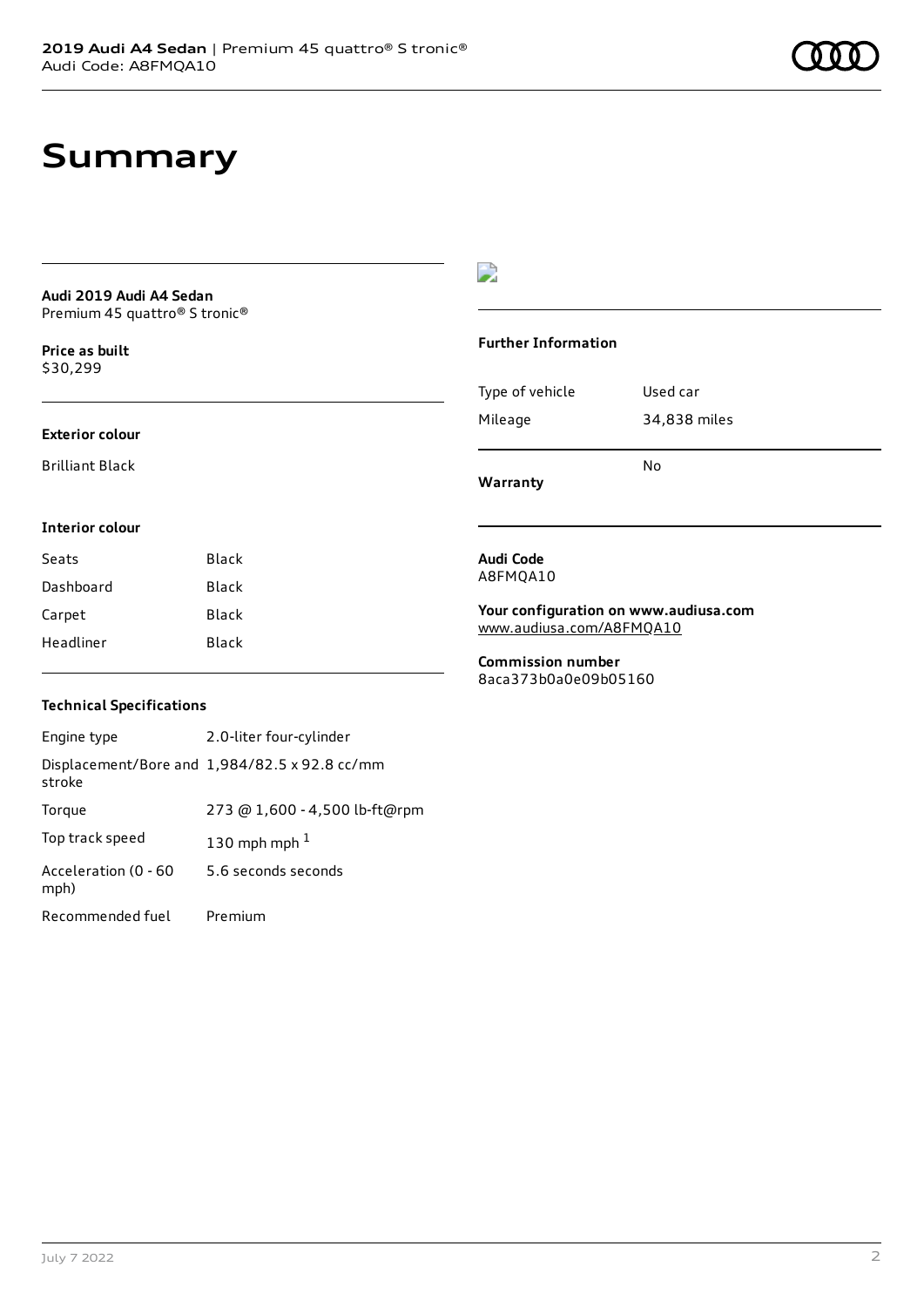# Summary

**Audi 2019 Audi A4 Sedan**
Premium 45 quattro® S tronic®

**Price as built**
$30,299

### Exterior colour

Brilliant Black

### Interior colour

| Seats | Black |
| --- | --- |
| Dashboard | Black |
| Carpet | Black |
| Headliner | Black |

### Technical Specifications

| Engine type | 2.0-liter four-cylinder |
| --- | --- |
| Displacement/Bore and stroke | 1,984/82.5 x 92.8 cc/mm |
| Torque | 273 @ 1,600 - 4,500 lb-ft@rpm |
| Top track speed | 130 mph mph [1] |
| Acceleration (0 - 60 mph) | 5.6 seconds seconds |
| Recommended fuel | Premium |

### Further Information

| Type of vehicle | Used car |
| --- | --- |
| Mileage | 34,838 miles |
| **Warranty** | No |

**Audi Code**
A8FMQA10

**Your configuration on www.audiusa.com**
www.audiusa.com/A8FMQA10

**Commission number**
8aca373b0a0e09b05160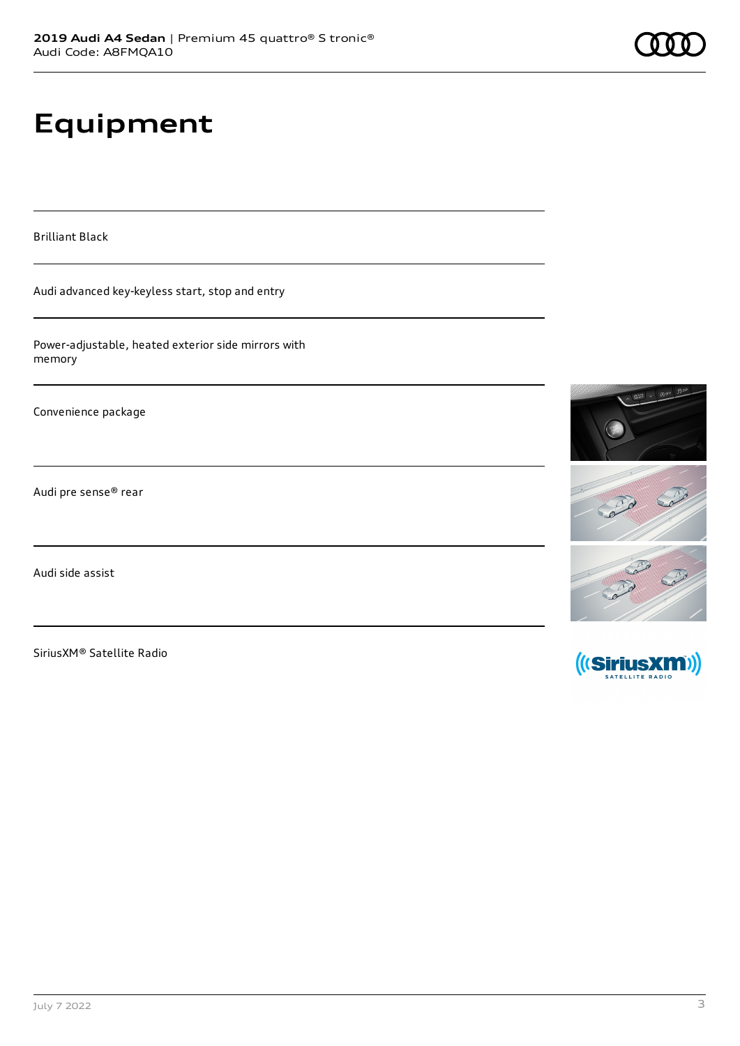# Equipment

Brilliant Black

Audi advanced key-keyless start, stop and entry

Power-adjustable, heated exterior side mirrors with memory

Convenience package

Audi pre sense® rear

Audi side assist

SiriusXM® Satellite Radio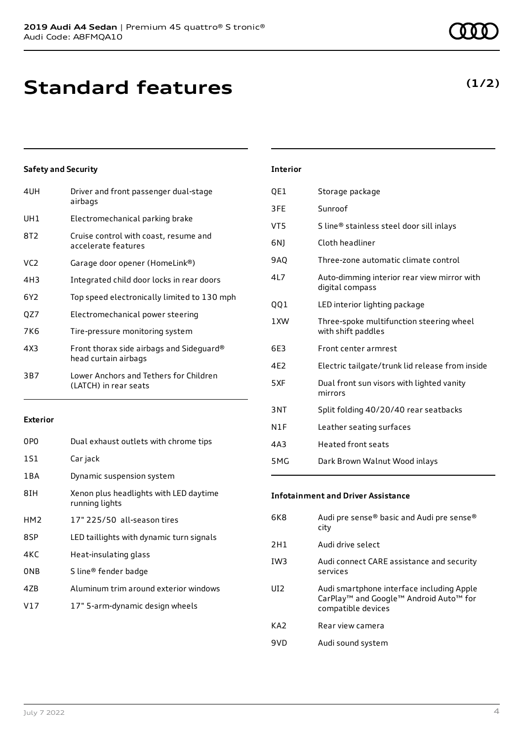# Standard features

**(1/2)**

## Safety and Security

| | |
|---|---|
| 4UH | Driver and front passenger dual-stage airbags |
| UH1 | Electromechanical parking brake |
| 8T2 | Cruise control with coast, resume and accelerate features |
| VC2 | Garage door opener (HomeLink®) |
| 4H3 | Integrated child door locks in rear doors |
| 6Y2 | Top speed electronically limited to 130 mph |
| QZ7 | Electromechanical power steering |
| 7K6 | Tire-pressure monitoring system |
| 4X3 | Front thorax side airbags and Sideguard® head curtain airbags |
| 3B7 | Lower Anchors and Tethers for Children (LATCH) in rear seats |

## Exterior

| | |
|---|---|
| 0P0 | Dual exhaust outlets with chrome tips |
| 1S1 | Car jack |
| 1BA | Dynamic suspension system |
| 8IH | Xenon plus headlights with LED daytime running lights |
| HM2 | 17" 225/50 all-season tires |
| 8SP | LED taillights with dynamic turn signals |
| 4KC | Heat-insulating glass |
| 0NB | S line® fender badge |
| 4ZB | Aluminum trim around exterior windows |
| V17 | 17" 5-arm-dynamic design wheels |

## Interior

| | |
|---|---|
| QE1 | Storage package |
| 3FE | Sunroof |
| VT5 | S line® stainless steel door sill inlays |
| 6NJ | Cloth headliner |
| 9AQ | Three-zone automatic climate control |
| 4L7 | Auto-dimming interior rear view mirror with digital compass |
| QQ1 | LED interior lighting package |
| 1XW | Three-spoke multifunction steering wheel with shift paddles |
| 6E3 | Front center armrest |
| 4E2 | Electric tailgate/trunk lid release from inside |
| 5XF | Dual front sun visors with lighted vanity mirrors |
| 3NT | Split folding 40/20/40 rear seatbacks |
| N1F | Leather seating surfaces |
| 4A3 | Heated front seats |
| 5MG | Dark Brown Walnut Wood inlays |

## Infotainment and Driver Assistance

| | |
|---|---|
| 6K8 | Audi pre sense® basic and Audi pre sense® city |
| 2H1 | Audi drive select |
| IW3 | Audi connect CARE assistance and security services |
| UI2 | Audi smartphone interface including Apple CarPlay™ and Google™ Android Auto™ for compatible devices |
| KA2 | Rear view camera |
| 9VD | Audi sound system |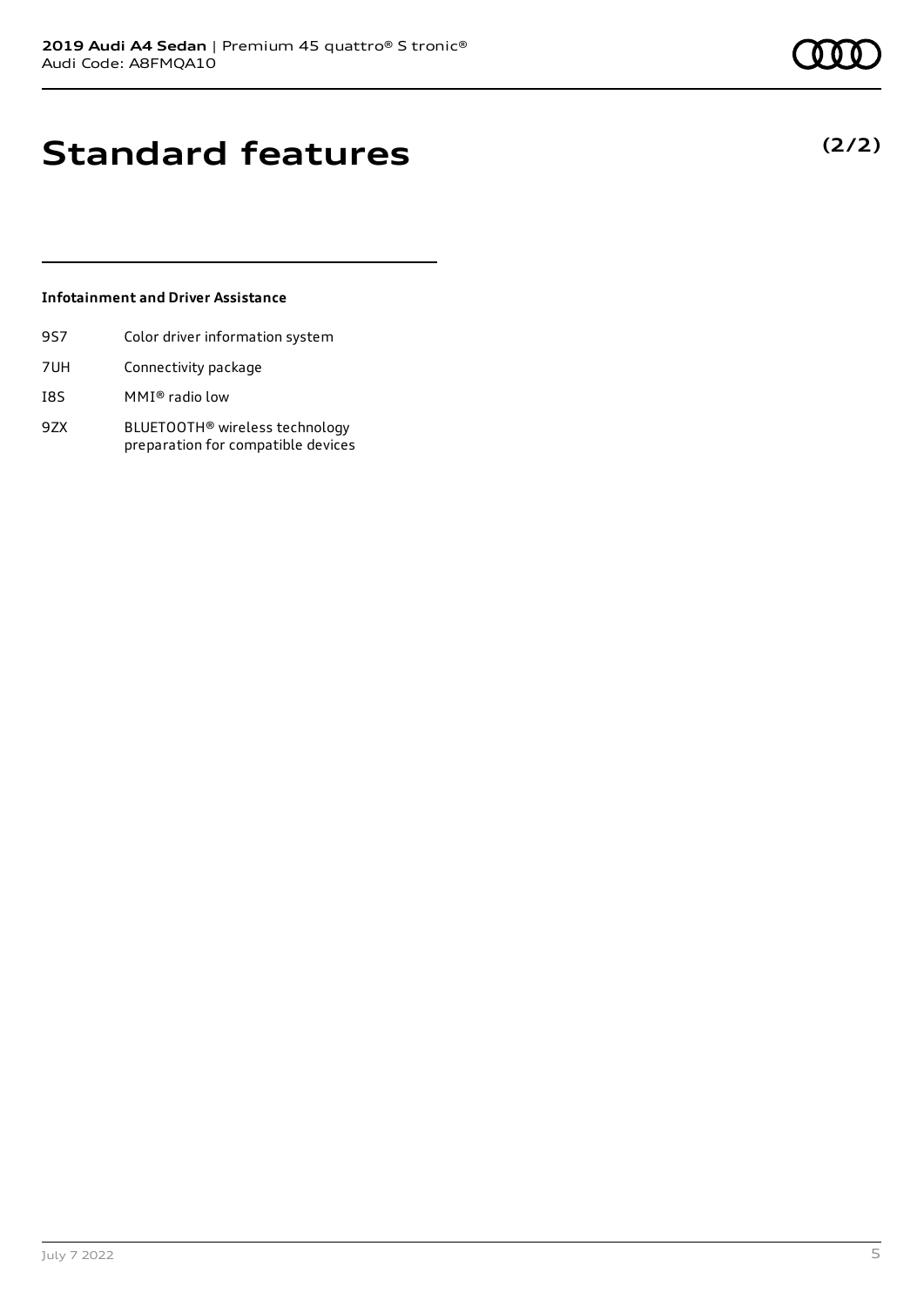# Standard features

**(2/2)**

### Infotainment and Driver Assistance

| | |
|---|---|
| 9S7 | Color driver information system |
| 7UH | Connectivity package |
| I8S | MMI® radio low |
| 9ZX | BLUETOOTH® wireless technology preparation for compatible devices |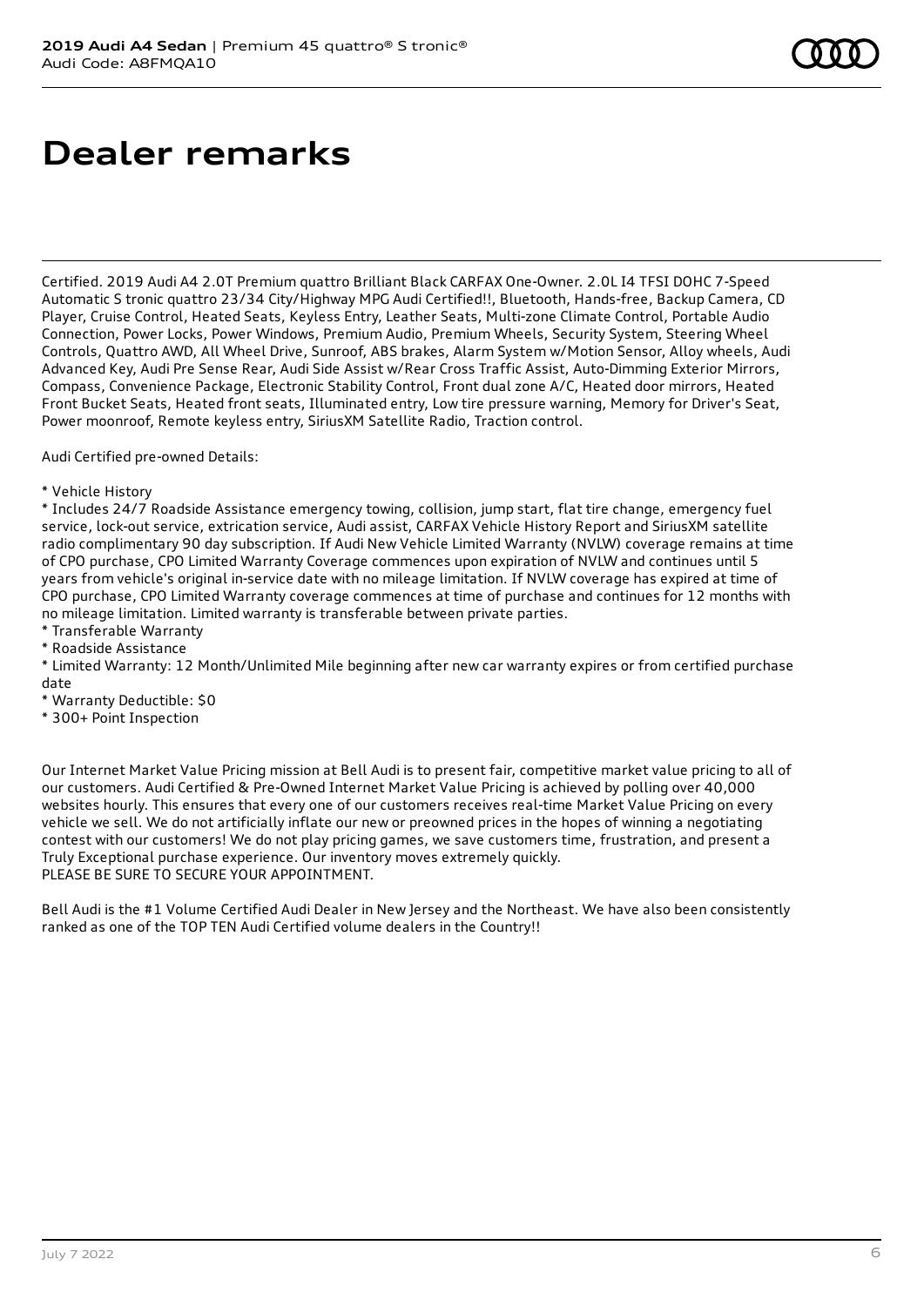# Dealer remarks

Certified. 2019 Audi A4 2.0T Premium quattro Brilliant Black CARFAX One-Owner. 2.0L I4 TFSI DOHC 7-Speed Automatic S tronic quattro 23/34 City/Highway MPG Audi Certified!!, Bluetooth, Hands-free, Backup Camera, CD Player, Cruise Control, Heated Seats, Keyless Entry, Leather Seats, Multi-zone Climate Control, Portable Audio Connection, Power Locks, Power Windows, Premium Audio, Premium Wheels, Security System, Steering Wheel Controls, Quattro AWD, All Wheel Drive, Sunroof, ABS brakes, Alarm System w/Motion Sensor, Alloy wheels, Audi Advanced Key, Audi Pre Sense Rear, Audi Side Assist w/Rear Cross Traffic Assist, Auto-Dimming Exterior Mirrors, Compass, Convenience Package, Electronic Stability Control, Front dual zone A/C, Heated door mirrors, Heated Front Bucket Seats, Heated front seats, Illuminated entry, Low tire pressure warning, Memory for Driver's Seat, Power moonroof, Remote keyless entry, SiriusXM Satellite Radio, Traction control.

Audi Certified pre-owned Details:

* Vehicle History
* Includes 24/7 Roadside Assistance emergency towing, collision, jump start, flat tire change, emergency fuel service, lock-out service, extrication service, Audi assist, CARFAX Vehicle History Report and SiriusXM satellite radio complimentary 90 day subscription. If Audi New Vehicle Limited Warranty (NVLW) coverage remains at time of CPO purchase, CPO Limited Warranty Coverage commences upon expiration of NVLW and continues until 5 years from vehicle's original in-service date with no mileage limitation. If NVLW coverage has expired at time of CPO purchase, CPO Limited Warranty coverage commences at time of purchase and continues for 12 months with no mileage limitation. Limited warranty is transferable between private parties.
* Transferable Warranty
* Roadside Assistance
* Limited Warranty: 12 Month/Unlimited Mile beginning after new car warranty expires or from certified purchase date
* Warranty Deductible: $0
* 300+ Point Inspection

Our Internet Market Value Pricing mission at Bell Audi is to present fair, competitive market value pricing to all of our customers. Audi Certified & Pre-Owned Internet Market Value Pricing is achieved by polling over 40,000 websites hourly. This ensures that every one of our customers receives real-time Market Value Pricing on every vehicle we sell. We do not artificially inflate our new or preowned prices in the hopes of winning a negotiating contest with our customers! We do not play pricing games, we save customers time, frustration, and present a Truly Exceptional purchase experience. Our inventory moves extremely quickly.
PLEASE BE SURE TO SECURE YOUR APPOINTMENT.

Bell Audi is the #1 Volume Certified Audi Dealer in New Jersey and the Northeast. We have also been consistently ranked as one of the TOP TEN Audi Certified volume dealers in the Country!!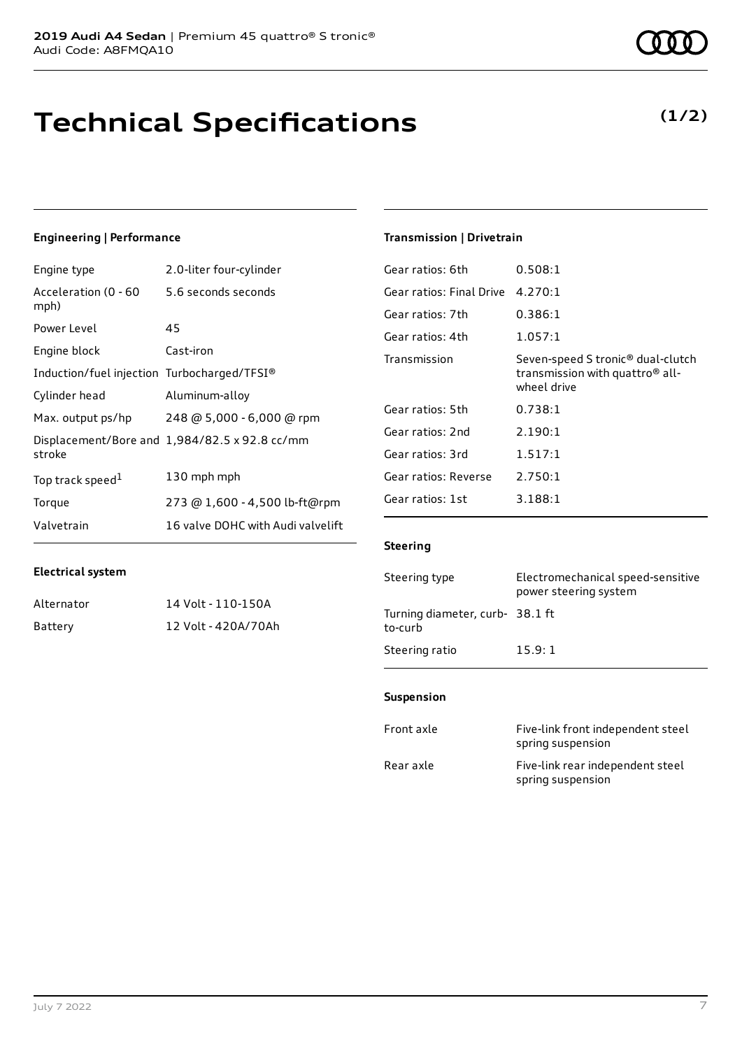# Technical Specifications

**(1/2)**

### Engineering | Performance

| | |
|---|---|
| Engine type | 2.0-liter four-cylinder |
| Acceleration (0 - 60 mph) | 5.6 seconds seconds |
| Power Level | 45 |
| Engine block | Cast-iron |
| Induction/fuel injection | Turbocharged/TFSI® |
| Cylinder head | Aluminum-alloy |
| Max. output ps/hp | 248 @ 5,000 - 6,000 @ rpm |
| Displacement/Bore and stroke | 1,984/82.5 x 92.8 cc/mm |
| Top track speed[1] | 130 mph mph |
| Torque | 273 @ 1,600 - 4,500 lb-ft@rpm |
| Valvetrain | 16 valve DOHC with Audi valvelift |

### Electrical system

| | |
|---|---|
| Alternator | 14 Volt - 110-150A |
| Battery | 12 Volt - 420A/70Ah |

### Transmission | Drivetrain

| | |
|---|---|
| Gear ratios: 6th | 0.508:1 |
| Gear ratios: Final Drive | 4.270:1 |
| Gear ratios: 7th | 0.386:1 |
| Gear ratios: 4th | 1.057:1 |
| Transmission | Seven-speed S tronic® dual-clutch transmission with quattro® all-wheel drive |
| Gear ratios: 5th | 0.738:1 |
| Gear ratios: 2nd | 2.190:1 |
| Gear ratios: 3rd | 1.517:1 |
| Gear ratios: Reverse | 2.750:1 |
| Gear ratios: 1st | 3.188:1 |

### Steering

| | |
|---|---|
| Steering type | Electromechanical speed-sensitive power steering system |
| Turning diameter, curb-to-curb | 38.1 ft |
| Steering ratio | 15.9: 1 |

### Suspension

| | |
|---|---|
| Front axle | Five-link front independent steel spring suspension |
| Rear axle | Five-link rear independent steel spring suspension |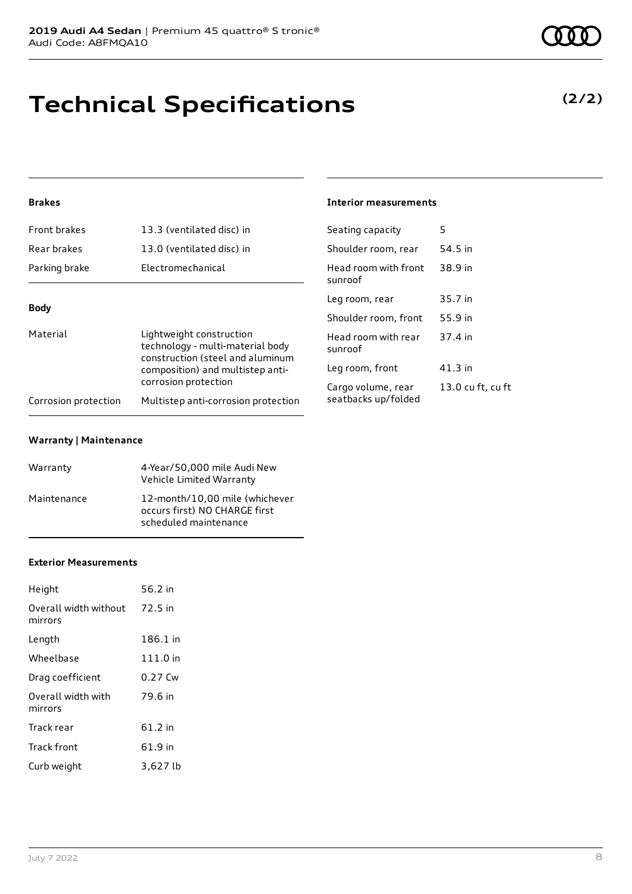# Technical Specifications

**(2/2)**

### Brakes

| | |
|---|---|
| Front brakes | 13.3 (ventilated disc) in |
| Rear brakes | 13.0 (ventilated disc) in |
| Parking brake | Electromechanical |

### Body

| | |
|---|---|
| Material | Lightweight construction technology - multi-material body construction (steel and aluminum composition) and multistep anti-corrosion protection |
| Corrosion protection | Multistep anti-corrosion protection |

### Warranty | Maintenance

| | |
|---|---|
| Warranty | 4-Year/50,000 mile Audi New Vehicle Limited Warranty |
| Maintenance | 12-month/10,00 mile (whichever occurs first) NO CHARGE first scheduled maintenance |

### Exterior Measurements

| | |
|---|---|
| Height | 56.2 in |
| Overall width without mirrors | 72.5 in |
| Length | 186.1 in |
| Wheelbase | 111.0 in |
| Drag coefficient | 0.27 Cw |
| Overall width with mirrors | 79.6 in |
| Track rear | 61.2 in |
| Track front | 61.9 in |
| Curb weight | 3,627 lb |

### Interior measurements

| | |
|---|---|
| Seating capacity | 5 |
| Shoulder room, rear | 54.5 in |
| Head room with front sunroof | 38.9 in |
| Leg room, rear | 35.7 in |
| Shoulder room, front | 55.9 in |
| Head room with rear sunroof | 37.4 in |
| Leg room, front | 41.3 in |
| Cargo volume, rear seatbacks up/folded | 13.0 cu ft, cu ft |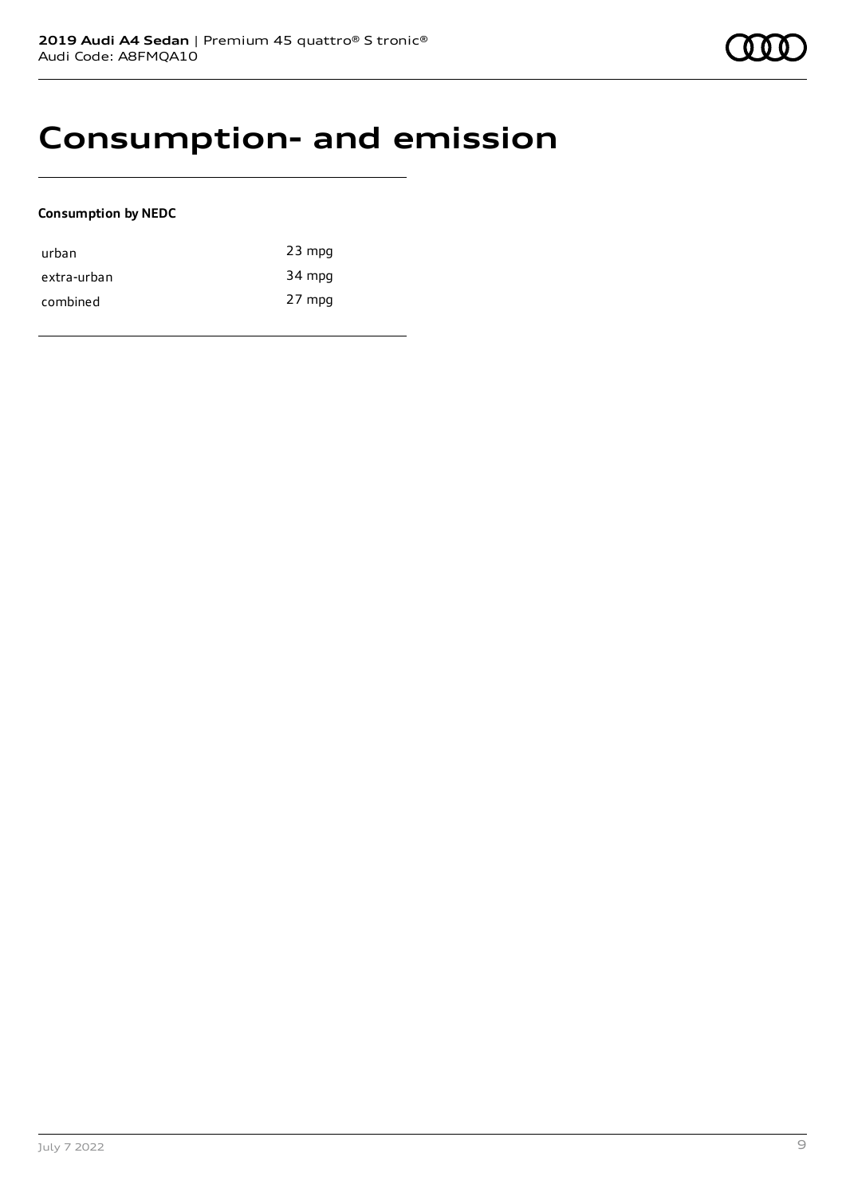# Consumption- and emission

**Consumption by NEDC**

| | |
|---|---|
| urban | 23 mpg |
| extra-urban | 34 mpg |
| combined | 27 mpg |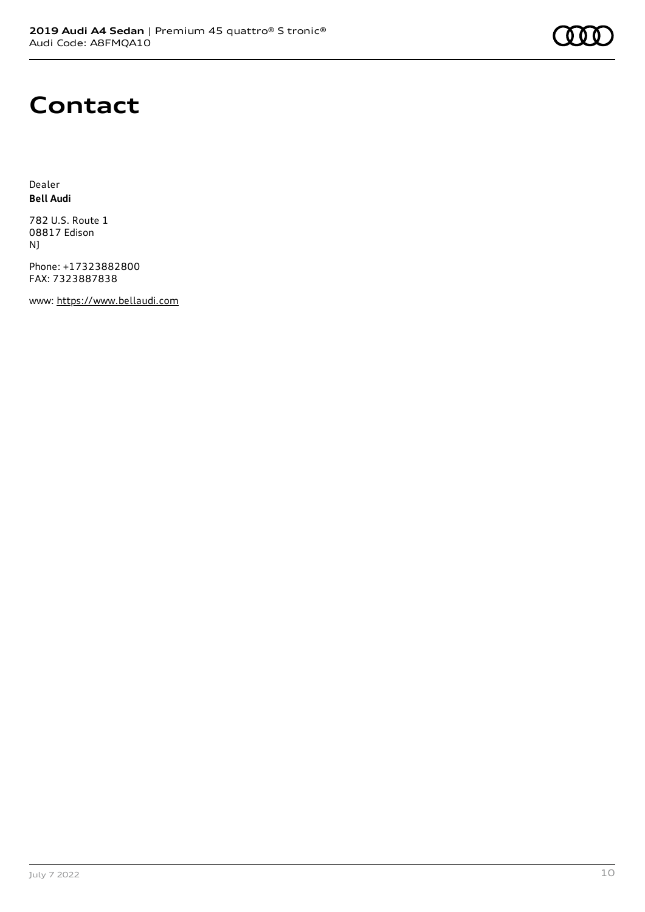# Contact

Dealer
**Bell Audi**

782 U.S. Route 1
08817 Edison
NJ

Phone: +17323882800
FAX: 7323887838

www: https://www.bellaudi.com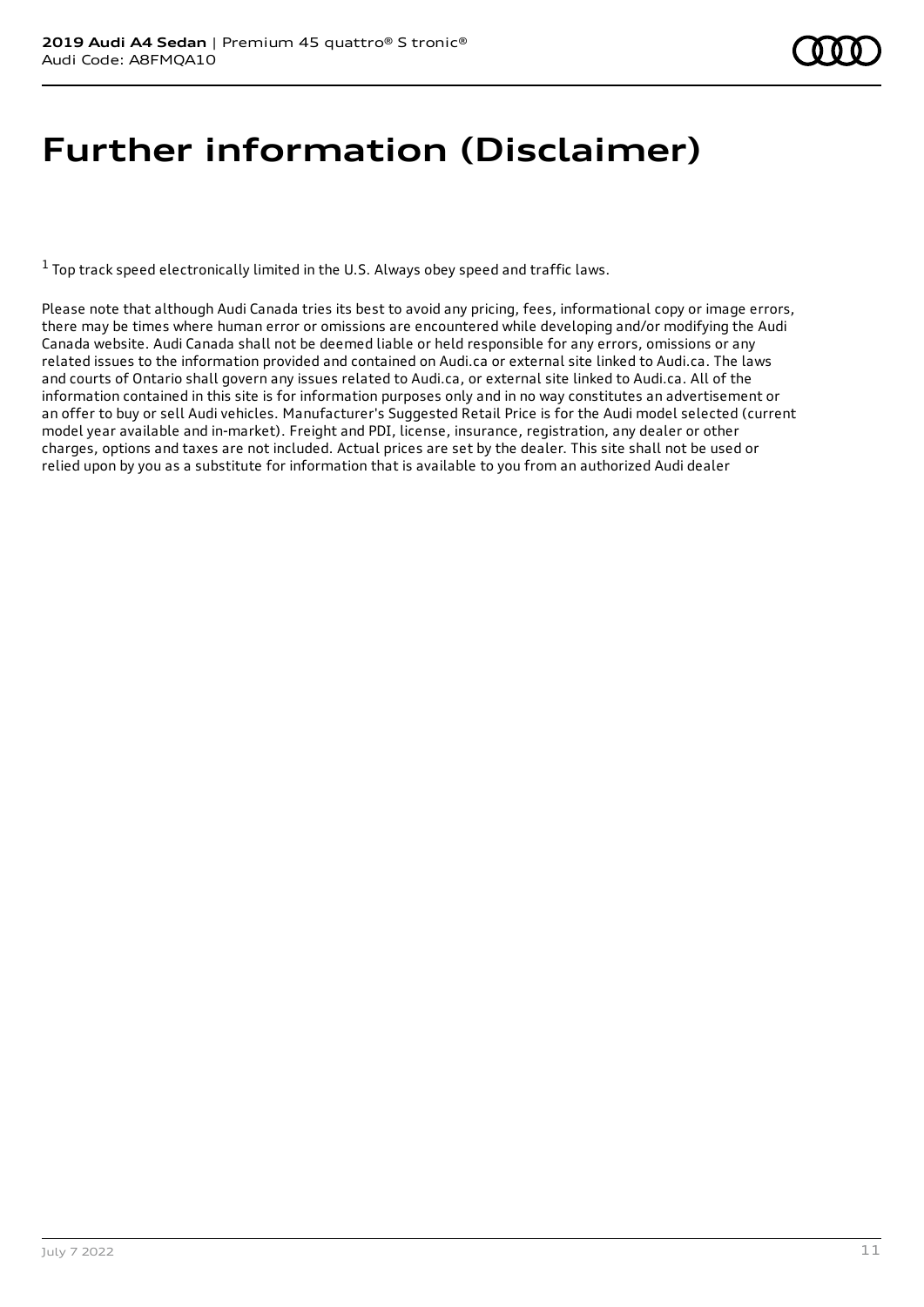# Further information (Disclaimer)

[1] Top track speed electronically limited in the U.S. Always obey speed and traffic laws.

Please note that although Audi Canada tries its best to avoid any pricing, fees, informational copy or image errors, there may be times where human error or omissions are encountered while developing and/or modifying the Audi Canada website. Audi Canada shall not be deemed liable or held responsible for any errors, omissions or any related issues to the information provided and contained on Audi.ca or external site linked to Audi.ca. The laws and courts of Ontario shall govern any issues related to Audi.ca, or external site linked to Audi.ca. All of the information contained in this site is for information purposes only and in no way constitutes an advertisement or an offer to buy or sell Audi vehicles. Manufacturer's Suggested Retail Price is for the Audi model selected (current model year available and in-market). Freight and PDI, license, insurance, registration, any dealer or other charges, options and taxes are not included. Actual prices are set by the dealer. This site shall not be used or relied upon by you as a substitute for information that is available to you from an authorized Audi dealer